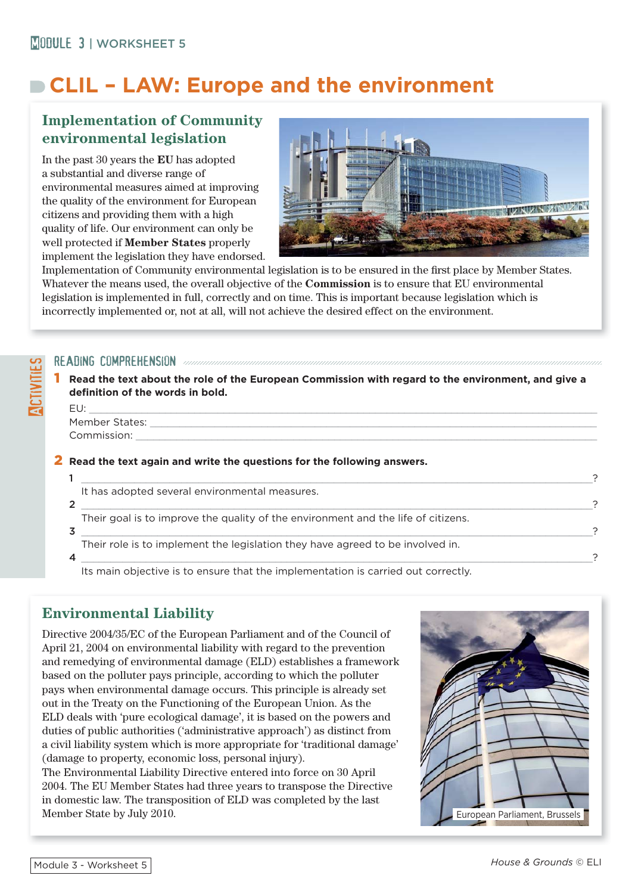# CLIL – LAW: Europe and the environment

## Implementation of Community environmental legislation

In the past 30 years the **EU** has adopted a substantial and diverse range of environmental measures aimed at improving the quality of the environment for European citizens and providing them with a high quality of life. Our environment can only be well protected if **Member States** properly implement the legislation they have endorsed. Implementation of Community environmental legislation is to be ensured in the first place by Member States. Whatever the means used, the overall objective of the **Commission** is to ensure that EU environmental legislation is implemented in full, correctly and on time. This is important because legislation which is incorrectly implemented or, not at all, will not achieve the desired effect on the environment.

## ACTIVITIES

### READING COMPREHENSION

**1 Read the text about the role of the European Commission with regard to the environment, and give a definition of the words in bold.**

EU: ______________________________

Member States: ______________________________

Commission: ______________________________

**2 Read the text again and write the questions for the following answers.**

1 ______________________________?
It has adopted several environmental measures.

2 ______________________________?
Their goal is to improve the quality of the environment and the life of citizens.

3 ______________________________?
Their role is to implement the legislation they have agreed to be involved in.

4 ______________________________?
Its main objective is to ensure that the implementation is carried out correctly.

## Environmental Liability

Directive 2004/35/EC of the European Parliament and of the Council of April 21, 2004 on environmental liability with regard to the prevention and remedying of environmental damage (ELD) establishes a framework based on the polluter pays principle, according to which the polluter pays when environmental damage occurs. This principle is already set out in the Treaty on the Functioning of the European Union. As the ELD deals with 'pure ecological damage', it is based on the powers and duties of public authorities ('administrative approach') as distinct from a civil liability system which is more appropriate for 'traditional damage' (damage to property, economic loss, personal injury).

The Environmental Liability Directive entered into force on 30 April 2004. The EU Member States had three years to transpose the Directive in domestic law. The transposition of ELD was completed by the last Member State by July 2010.

European Parliament, Brussels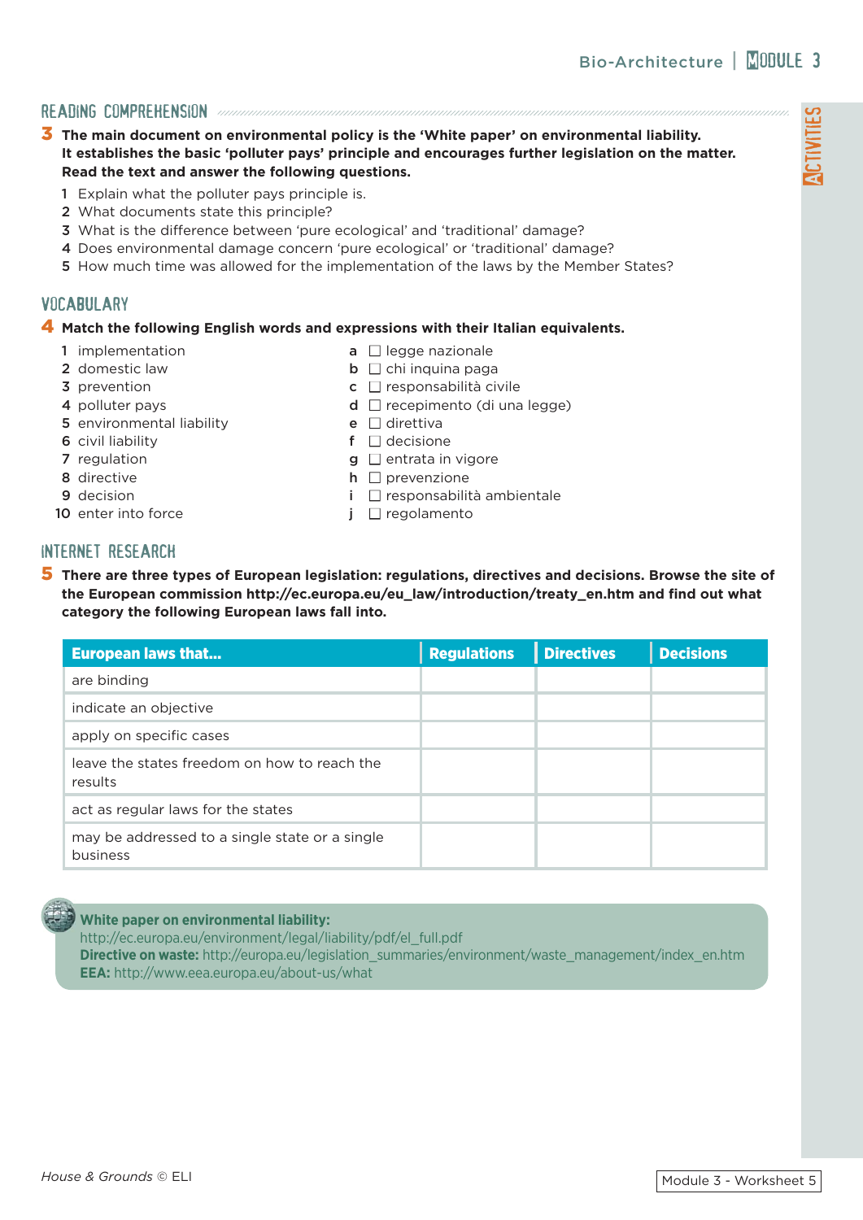## READING COMPREHENSION

**3** **The main document on environmental policy is the 'White paper' on environmental liability. It establishes the basic 'polluter pays' principle and encourages further legislation on the matter. Read the text and answer the following questions.**

1 Explain what the polluter pays principle is.
2 What documents state this principle?
3 What is the difference between 'pure ecological' and 'traditional' damage?
4 Does environmental damage concern 'pure ecological' or 'traditional' damage?
5 How much time was allowed for the implementation of the laws by the Member States?

## VOCABULARY

**4** **Match the following English words and expressions with their Italian equivalents.**

1 implementation
2 domestic law
3 prevention
4 polluter pays
5 environmental liability
6 civil liability
7 regulation
8 directive
9 decision
10 enter into force

a ☐ legge nazionale
b ☐ chi inquina paga
c ☐ responsabilità civile
d ☐ recepimento (di una legge)
e ☐ direttiva
f ☐ decisione
g ☐ entrata in vigore
h ☐ prevenzione
i ☐ responsabilità ambientale
j ☐ regolamento

## INTERNET RESEARCH

**5** **There are three types of European legislation: regulations, directives and decisions. Browse the site of the European commission http://ec.europa.eu/eu_law/introduction/treaty_en.htm and find out what category the following European laws fall into.**

| European laws that... | Regulations | Directives | Decisions |
|---|---|---|---|
| are binding | | | |
| indicate an objective | | | |
| apply on specific cases | | | |
| leave the states freedom on how to reach the results | | | |
| act as regular laws for the states | | | |
| may be addressed to a single state or a single business | | | |

**White paper on environmental liability:**
http://ec.europa.eu/environment/legal/liability/pdf/el_full.pdf
**Directive on waste:** http://europa.eu/legislation_summaries/environment/waste_management/index_en.htm
**EEA:** http://www.eea.europa.eu/about-us/what